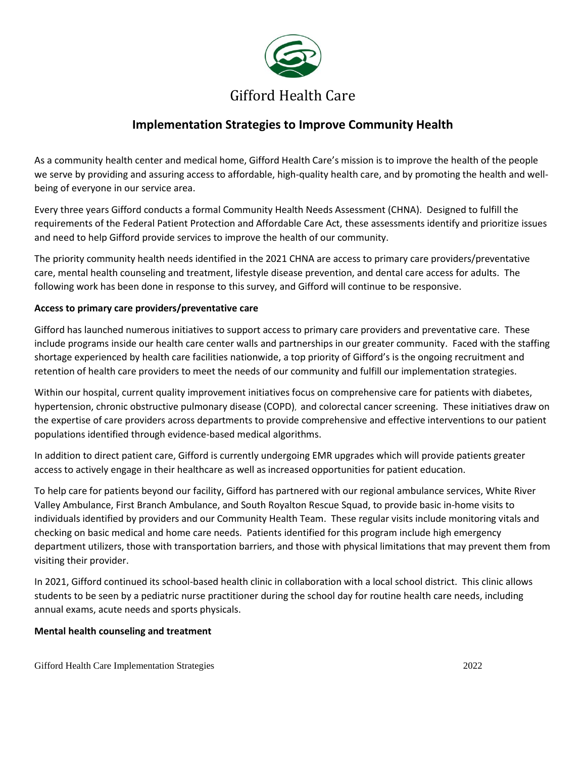Gifford Health Care

# Implementation Strategies to Improve Community Health

As a community health center and medical home, Gifford Health Care's mission is to improve the health of the people we serve by providing and assuring access to affordable, high-quality health care, and by promoting the health and well-being of everyone in our service area.

Every three years Gifford conducts a formal Community Health Needs Assessment (CHNA). Designed to fulfill the requirements of the Federal Patient Protection and Affordable Care Act, these assessments identify and prioritize issues and need to help Gifford provide services to improve the health of our community.

The priority community health needs identified in the 2021 CHNA are access to primary care providers/preventative care, mental health counseling and treatment, lifestyle disease prevention, and dental care access for adults. The following work has been done in response to this survey, and Gifford will continue to be responsive.

**Access to primary care providers/preventative care**

Gifford has launched numerous initiatives to support access to primary care providers and preventative care. These include programs inside our health care center walls and partnerships in our greater community. Faced with the staffing shortage experienced by health care facilities nationwide, a top priority of Gifford's is the ongoing recruitment and retention of health care providers to meet the needs of our community and fulfill our implementation strategies.

Within our hospital, current quality improvement initiatives focus on comprehensive care for patients with diabetes, hypertension, chronic obstructive pulmonary disease (COPD), and colorectal cancer screening. These initiatives draw on the expertise of care providers across departments to provide comprehensive and effective interventions to our patient populations identified through evidence-based medical algorithms.

In addition to direct patient care, Gifford is currently undergoing EMR upgrades which will provide patients greater access to actively engage in their healthcare as well as increased opportunities for patient education.

To help care for patients beyond our facility, Gifford has partnered with our regional ambulance services, White River Valley Ambulance, First Branch Ambulance, and South Royalton Rescue Squad, to provide basic in-home visits to individuals identified by providers and our Community Health Team. These regular visits include monitoring vitals and checking on basic medical and home care needs. Patients identified for this program include high emergency department utilizers, those with transportation barriers, and those with physical limitations that may prevent them from visiting their provider.

In 2021, Gifford continued its school-based health clinic in collaboration with a local school district. This clinic allows students to be seen by a pediatric nurse practitioner during the school day for routine health care needs, including annual exams, acute needs and sports physicals.

**Mental health counseling and treatment**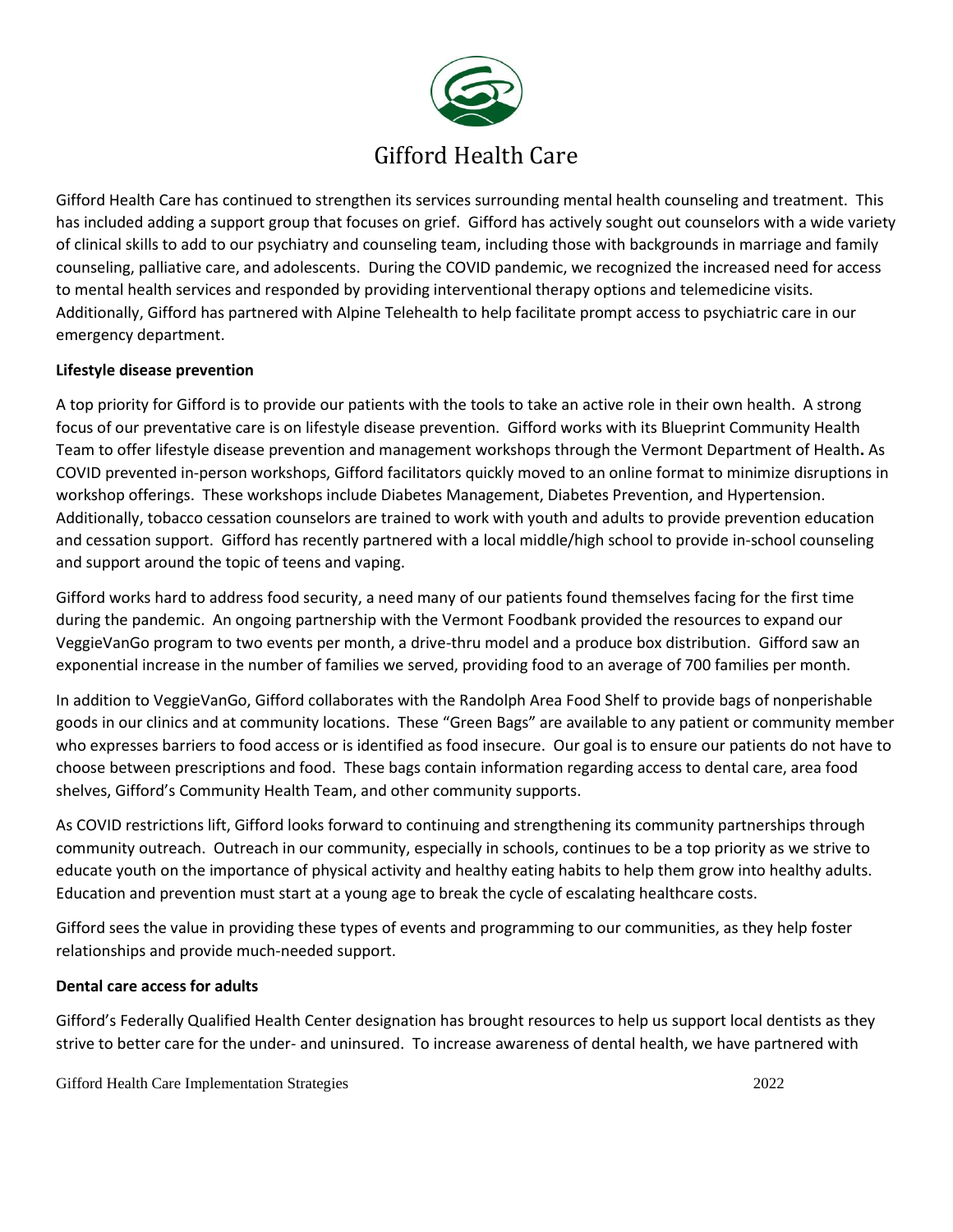# Gifford Health Care

Gifford Health Care has continued to strengthen its services surrounding mental health counseling and treatment. This has included adding a support group that focuses on grief. Gifford has actively sought out counselors with a wide variety of clinical skills to add to our psychiatry and counseling team, including those with backgrounds in marriage and family counseling, palliative care, and adolescents. During the COVID pandemic, we recognized the increased need for access to mental health services and responded by providing interventional therapy options and telemedicine visits. Additionally, Gifford has partnered with Alpine Telehealth to help facilitate prompt access to psychiatric care in our emergency department.

**Lifestyle disease prevention**

A top priority for Gifford is to provide our patients with the tools to take an active role in their own health. A strong focus of our preventative care is on lifestyle disease prevention. Gifford works with its Blueprint Community Health Team to offer lifestyle disease prevention and management workshops through the Vermont Department of Health**.** As COVID prevented in-person workshops, Gifford facilitators quickly moved to an online format to minimize disruptions in workshop offerings. These workshops include Diabetes Management, Diabetes Prevention, and Hypertension. Additionally, tobacco cessation counselors are trained to work with youth and adults to provide prevention education and cessation support. Gifford has recently partnered with a local middle/high school to provide in-school counseling and support around the topic of teens and vaping.

Gifford works hard to address food security, a need many of our patients found themselves facing for the first time during the pandemic. An ongoing partnership with the Vermont Foodbank provided the resources to expand our VeggieVanGo program to two events per month, a drive-thru model and a produce box distribution. Gifford saw an exponential increase in the number of families we served, providing food to an average of 700 families per month.

In addition to VeggieVanGo, Gifford collaborates with the Randolph Area Food Shelf to provide bags of nonperishable goods in our clinics and at community locations. These "Green Bags" are available to any patient or community member who expresses barriers to food access or is identified as food insecure. Our goal is to ensure our patients do not have to choose between prescriptions and food. These bags contain information regarding access to dental care, area food shelves, Gifford's Community Health Team, and other community supports.

As COVID restrictions lift, Gifford looks forward to continuing and strengthening its community partnerships through community outreach. Outreach in our community, especially in schools, continues to be a top priority as we strive to educate youth on the importance of physical activity and healthy eating habits to help them grow into healthy adults. Education and prevention must start at a young age to break the cycle of escalating healthcare costs.

Gifford sees the value in providing these types of events and programming to our communities, as they help foster relationships and provide much-needed support.

**Dental care access for adults**

Gifford's Federally Qualified Health Center designation has brought resources to help us support local dentists as they strive to better care for the under- and uninsured. To increase awareness of dental health, we have partnered with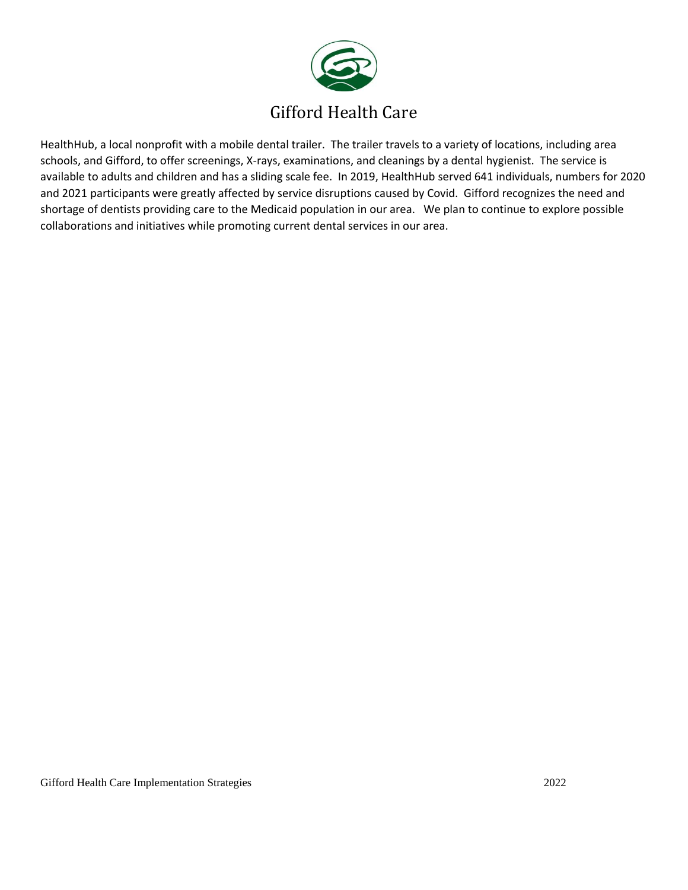# Gifford Health Care

HealthHub, a local nonprofit with a mobile dental trailer. The trailer travels to a variety of locations, including area schools, and Gifford, to offer screenings, X-rays, examinations, and cleanings by a dental hygienist. The service is available to adults and children and has a sliding scale fee. In 2019, HealthHub served 641 individuals, numbers for 2020 and 2021 participants were greatly affected by service disruptions caused by Covid. Gifford recognizes the need and shortage of dentists providing care to the Medicaid population in our area. We plan to continue to explore possible collaborations and initiatives while promoting current dental services in our area.